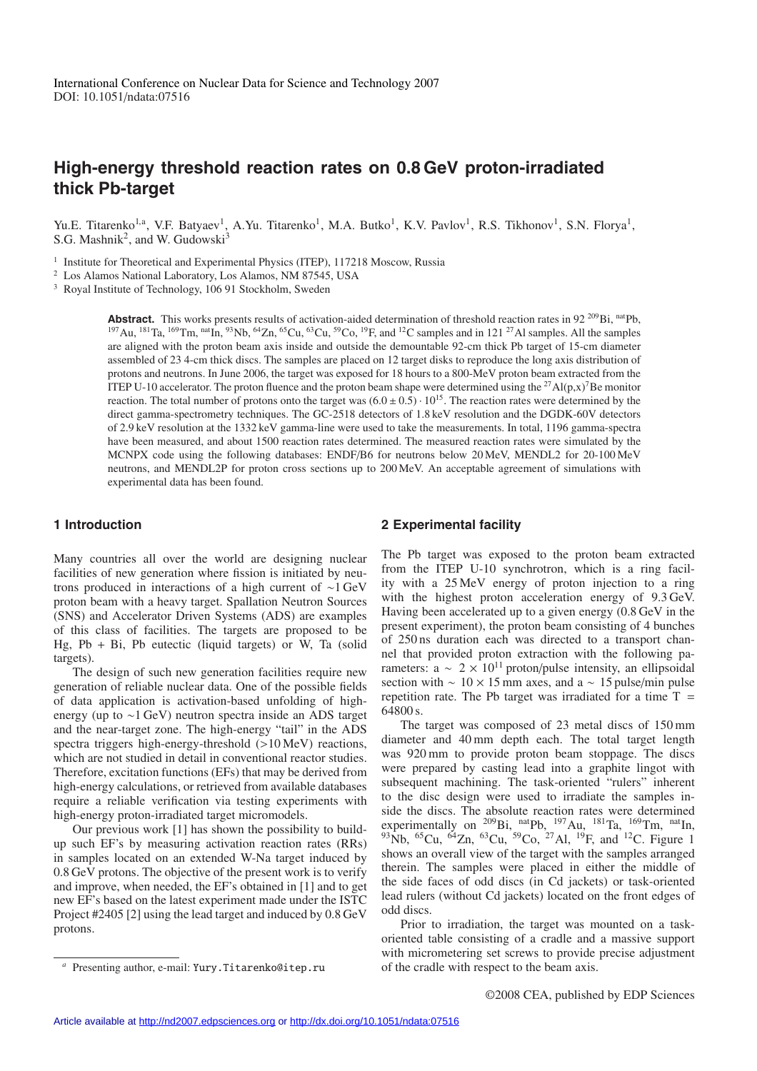International Conference on Nuclear Data for Science and Technology 2007
DOI: 10.1051/ndata:07516

# High-energy threshold reaction rates on 0.8 GeV proton-irradiated thick Pb-target

Yu.E. Titarenko[1,a], V.F. Batyaev[1], A.Yu. Titarenko[1], M.A. Butko[1], K.V. Pavlov[1], R.S. Tikhonov[1], S.N. Florya[1], S.G. Mashnik[2], and W. Gudowski[3]

[1] Institute for Theoretical and Experimental Physics (ITEP), 117218 Moscow, Russia
[2] Los Alamos National Laboratory, Los Alamos, NM 87545, USA
[3] Royal Institute of Technology, 106 91 Stockholm, Sweden

**Abstract.** This works presents results of activation-aided determination of threshold reaction rates in 92 $^{209}$Bi, $^{nat}$Pb, $^{197}$Au, $^{181}$Ta, $^{169}$Tm, $^{nat}$In, $^{93}$Nb, $^{64}$Zn, $^{65}$Cu, $^{63}$Cu, $^{59}$Co, $^{19}$F, and $^{12}$C samples and in 121 $^{27}$Al samples. All the samples are aligned with the proton beam axis inside and outside the demountable 92-cm thick Pb target of 15-cm diameter assembled of 23 4-cm thick discs. The samples are placed on 12 target disks to reproduce the long axis distribution of protons and neutrons. In June 2006, the target was exposed for 18 hours to a 800-MeV proton beam extracted from the ITEP U-10 accelerator. The proton fluence and the proton beam shape were determined using the $^{27}$Al(p,x)$^{7}$Be monitor reaction. The total number of protons onto the target was $(6.0 \pm 0.5) \cdot 10^{15}$. The reaction rates were determined by the direct gamma-spectrometry techniques. The GC-2518 detectors of 1.8 keV resolution and the DGDK-60V detectors of 2.9 keV resolution at the 1332 keV gamma-line were used to take the measurements. In total, 1196 gamma-spectra have been measured, and about 1500 reaction rates determined. The measured reaction rates were simulated by the MCNPX code using the following databases: ENDF/B6 for neutrons below 20 MeV, MENDL2 for 20-100 MeV neutrons, and MENDL2P for proton cross sections up to 200 MeV. An acceptable agreement of simulations with experimental data has been found.

## 1 Introduction

Many countries all over the world are designing nuclear facilities of new generation where fission is initiated by neutrons produced in interactions of a high current of ∼1 GeV proton beam with a heavy target. Spallation Neutron Sources (SNS) and Accelerator Driven Systems (ADS) are examples of this class of facilities. The targets are proposed to be Hg, Pb + Bi, Pb eutectic (liquid targets) or W, Ta (solid targets).

The design of such new generation facilities require new generation of reliable nuclear data. One of the possible fields of data application is activation-based unfolding of high-energy (up to ∼1 GeV) neutron spectra inside an ADS target and the near-target zone. The high-energy "tail" in the ADS spectra triggers high-energy-threshold (>10 MeV) reactions, which are not studied in detail in conventional reactor studies. Therefore, excitation functions (EFs) that may be derived from high-energy calculations, or retrieved from available databases require a reliable verification via testing experiments with high-energy proton-irradiated target micromodels.

Our previous work [1] has shown the possibility to build-up such EF's by measuring activation reaction rates (RRs) in samples located on an extended W-Na target induced by 0.8 GeV protons. The objective of the present work is to verify and improve, when needed, the EF's obtained in [1] and to get new EF's based on the latest experiment made under the ISTC Project #2405 [2] using the lead target and induced by 0.8 GeV protons.

[a] Presenting author, e-mail: Yury.Titarenko@itep.ru

## 2 Experimental facility

The Pb target was exposed to the proton beam extracted from the ITEP U-10 synchrotron, which is a ring facility with a 25 MeV energy of proton injection to a ring with the highest proton acceleration energy of 9.3 GeV. Having been accelerated up to a given energy (0.8 GeV in the present experiment), the proton beam consisting of 4 bunches of 250 ns duration each was directed to a transport channel that provided proton extraction with the following parameters: a ∼ $2 \times 10^{11}$ proton/pulse intensity, an ellipsoidal section with ∼ $10 \times 15$ mm axes, and a ∼ 15 pulse/min pulse repetition rate. The Pb target was irradiated for a time T = 64800 s.

The target was composed of 23 metal discs of 150 mm diameter and 40 mm depth each. The total target length was 920 mm to provide proton beam stoppage. The discs were prepared by casting lead into a graphite lingot with subsequent machining. The task-oriented "rulers" inherent to the disc design were used to irradiate the samples inside the discs. The absolute reaction rates were determined experimentally on $^{209}$Bi, $^{nat}$Pb, $^{197}$Au, $^{181}$Ta, $^{169}$Tm, $^{nat}$In, $^{93}$Nb, $^{65}$Cu, $^{64}$Zn, $^{63}$Cu, $^{59}$Co, $^{27}$Al, $^{19}$F, and $^{12}$C. Figure 1 shows an overall view of the target with the samples arranged therein. The samples were placed in either the middle of the side faces of odd discs (in Cd jackets) or task-oriented lead rulers (without Cd jackets) located on the front edges of odd discs.

Prior to irradiation, the target was mounted on a task-oriented table consisting of a cradle and a massive support with micrometering set screws to provide precise adjustment of the cradle with respect to the beam axis.

©2008 CEA, published by EDP Sciences

Article available at http://nd2007.edpsciences.org or http://dx.doi.org/10.1051/ndata:07516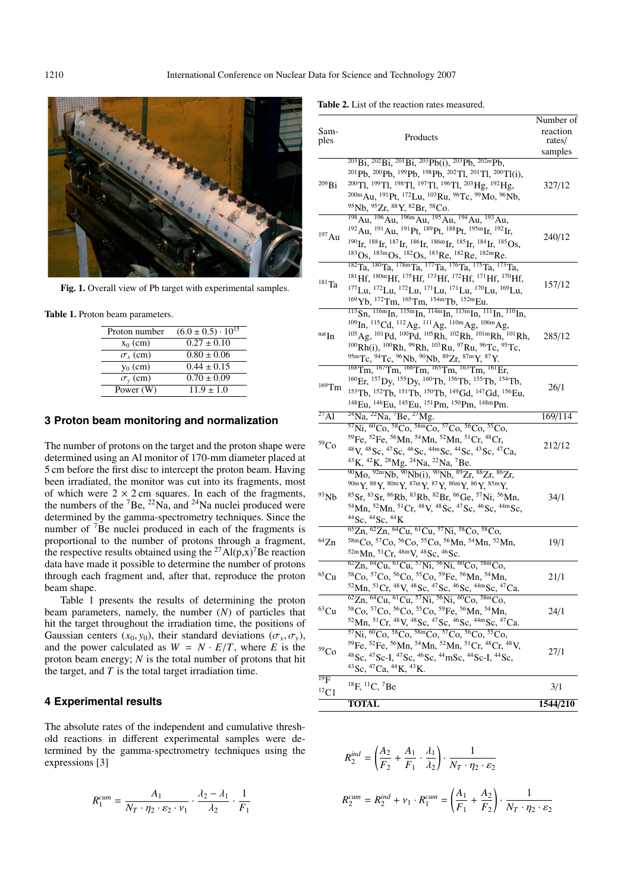Fig. 1. Overall view of Pb target with experimental samples.

**Table 1.** Proton beam parameters.

| | |
|---|---|
| Proton number | $(6.0 \pm 0.5) \cdot 10^{15}$ |
| $x_0$ (cm) | $0.27 \pm 0.10$ |
| $\sigma_x$ (cm) | $0.80 \pm 0.06$ |
| $y_0$ (cm) | $0.44 \pm 0.15$ |
| $\sigma_y$ (cm) | $0.70 \pm 0.09$ |
| Power (W) | $11.9 \pm 1.0$ |

## 3 Proton beam monitoring and normalization

The number of protons on the target and the proton shape were determined using an Al monitor of 170-mm diameter placed at 5 cm before the first disc to intercept the proton beam. Having been irradiated, the monitor was cut into its fragments, most of which were $2 \times 2$ cm squares. In each of the fragments, the numbers of the $^{7}$Be, $^{22}$Na, and $^{24}$Na nuclei produced were determined by the gamma-spectrometry techniques. Since the number of $^{7}$Be nuclei produced in each of the fragments is proportional to the number of protons through a fragment, the respective results obtained using the $^{27}$Al(p,x)$^{7}$Be reaction data have made it possible to determine the number of protons through each fragment and, after that, reproduce the proton beam shape.

Table 1 presents the results of determining the proton beam parameters, namely, the number ($N$) of particles that hit the target throughout the irradiation time, the positions of Gaussian centers $(x_0, y_0)$, their standard deviations $(\sigma_x, \sigma_y)$, and the power calculated as $W = N \cdot E/T$, where $E$ is the proton beam energy; $N$ is the total number of protons that hit the target, and $T$ is the total target irradiation time.

## 4 Experimental results

The absolute rates of the independent and cumulative threshold reactions in different experimental samples were determined by the gamma-spectrometry techniques using the expressions [3]

$$R_1^{cum} = \frac{A_1}{N_T \cdot \eta_2 \cdot \varepsilon_2 \cdot \nu_1} \cdot \frac{\lambda_2 - \lambda_1}{\lambda_2} \cdot \frac{1}{F_1}$$

**Table 2.** List of the reaction rates measured.

| Samples | Products | Number of reaction rates/ samples |
|---|---|---|
| $^{209}$Bi | $^{203}$Bi, $^{202}$Bi, $^{201}$Bi, $^{203}$Pb(i), $^{203}$Pb, $^{202m}$Pb, $^{201}$Pb, $^{200}$Pb, $^{199}$Pb, $^{198}$Pb, $^{202}$Tl, $^{201}$Tl, $^{200}$Tl(i), $^{200}$Tl, $^{199}$Tl, $^{198}$Tl, $^{197}$Tl, $^{196}$Tl, $^{203}$Hg, $^{192}$Hg, $^{200m}$Au, $^{191}$Pt, $^{172}$Lu, $^{103}$Ru, $^{96}$Tc, $^{99}$Mo, $^{96}$Nb, $^{95}$Nb, $^{95}$Zr, $^{88}$Y, $^{82}$Br, $^{58}$Co. | 327/12 |
| $^{197}$Au | $^{198}$Au, $^{196}$Au, $^{196m}$Au, $^{195}$Au, $^{194}$Au, $^{193}$Au, $^{192}$Au, $^{191}$Au, $^{191}$Pt, $^{189}$Pt, $^{188}$Pt, $^{195m}$Ir, $^{192}$Ir, $^{190}$Ir, $^{188}$Ir, $^{187}$Ir, $^{186}$Ir, $^{186m}$Ir, $^{185}$Ir, $^{184}$Ir, $^{185}$Os, $^{183}$Os, $^{183m}$Os, $^{182}$Os, $^{183}$Re, $^{182}$Re, $^{182m}$Re. | 240/12 |
| $^{181}$Ta | $^{182}$Ta, $^{180}$Ta, $^{178m}$Ta, $^{177}$Ta, $^{176}$Ta, $^{175}$Ta, $^{173}$Ta, $^{181}$Hf, $^{180m}$Hf, $^{175}$Hf, $^{173}$Hf, $^{172}$Hf, $^{171}$Hf, $^{170}$Hf, $^{177}$Lu, $^{172}$Lu, $^{172}$Lu, $^{171}$Lu, $^{170}$Lu, $^{169}$Lu, $^{169}$Yb, $^{172}$Tm, $^{165}$Tm, $^{154m}$Tb, $^{152m}$Eu. | 157/12 |
| $^{nat}$In | $^{113}$Sn, $^{116m}$In, $^{115m}$In, $^{114m}$In, $^{113m}$In, $^{111}$In, $^{110}$In, $^{109}$In, $^{115}$Cd, $^{112}$Ag, $^{111}$Ag, $^{110m}$Ag, $^{106m}$Ag, $^{105}$Ag, $^{101}$Pd, $^{100}$Pd, $^{105}$Rh, $^{102}$Rh, $^{101m}$Rh, $^{101}$Rh, $^{100}$Rh(i), $^{100}$Rh, $^{99}$Rh, $^{103}$Ru, $^{97}$Ru, $^{96}$Tc, $^{95}$Tc, $^{95m}$Tc, $^{94}$Tc, $^{96}$Nb, $^{90}$Nb, $^{89}$Zr, $^{87m}$Y, $^{87}$Y. | 285/12 |
| $^{169}$Tm | $^{168}$Tm, $^{167}$Tm, $^{166}$Tm, $^{165}$Tm, $^{163}$Tm, $^{161}$Er, $^{160}$Er, $^{157}$Dy, $^{155}$Dy, $^{160}$Tb, $^{156}$Tb, $^{155}$Tb, $^{154}$Tb, $^{153}$Tb, $^{152}$Tb, $^{151}$Tb, $^{150}$Tb, $^{149}$Gd, $^{147}$Gd, $^{156}$Eu, $^{148}$Eu, $^{146}$Eu, $^{145}$Eu, $^{151}$Pm, $^{150}$Pm, $^{148m}$Pm. | 26/1 |
| $^{27}$Al | $^{24}$Na, $^{22}$Na, $^{7}$Be, $^{27}$Mg. | 169/114 |
| $^{59}$Co | $^{57}$Ni, $^{60}$Co, $^{58}$Co, $^{58m}$Co, $^{57}$Co, $^{56}$Co, $^{55}$Co, $^{59}$Fe, $^{52}$Fe, $^{56}$Mn, $^{54}$Mn, $^{52}$Mn, $^{51}$Cr, $^{48}$Cr, $^{48}$V, $^{48}$Sc, $^{47}$Sc, $^{46}$Sc, $^{44m}$Sc, $^{44}$Sc, $^{43}$Sc, $^{47}$Ca, $^{43}$K, $^{42}$K, $^{28}$Mg, $^{24}$Na, $^{22}$Na, $^{7}$Be. | 212/12 |
| $^{93}$Nb | $^{90}$Mo, $^{92m}$Nb, $^{90}$Nb(i), $^{90}$Nb, $^{89}$Zr, $^{88}$Zr, $^{86}$Zr, $^{90m}$Y, $^{88}$Y, $^{80m}$Y, $^{87m}$Y, $^{87}$Y, $^{86m}$Y, $^{86}$Y, $^{85m}$Y, $^{85}$Sr, $^{83}$Sr, $^{86}$Rb, $^{83}$Rb, $^{82}$Br, $^{66}$Ge, $^{57}$Ni, $^{56}$Mn, $^{54}$Mn, $^{52}$Mn, $^{51}$Cr, $^{48}$V, $^{48}$Sc, $^{47}$Sc, $^{46}$Sc, $^{44m}$Sc, $^{44}$Sc, $^{44}$Sc, $^{44}$K | 34/1 |
| $^{64}$Zn | $^{65}$Zn, $^{62}$Zn, $^{64}$Cu, $^{61}$Cu, $^{57}$Ni, $^{58}$Co, $^{58}$Co, $^{58m}$Co, $^{57}$Co, $^{56}$Co, $^{55}$Co, $^{56}$Mn, $^{54}$Mn, $^{52}$Mn, $^{52m}$Mn, $^{51}$Cr, $^{48m}$V, $^{48}$Sc, $^{46}$Sc. | 19/1 |
| $^{65}$Cu | $^{62}$Zn, $^{64}$Cu, $^{61}$Cu, $^{57}$Ni, $^{56}$Ni, $^{60}$Co, $^{58m}$Co, $^{58}$Co, $^{57}$Co, $^{56}$Co, $^{55}$Co, $^{59}$Fe, $^{56}$Mn, $^{54}$Mn, $^{52}$Mn, $^{51}$Cr, $^{48}$V, $^{48}$Sc, $^{47}$Sc, $^{46}$Sc, $^{44m}$Sc, $^{47}$Ca. | 21/1 |
| $^{63}$Cu | $^{62}$Zn, $^{64}$Cu, $^{61}$Cu, $^{57}$Ni, $^{56}$Ni, $^{60}$Co, $^{58m}$Co, $^{58}$Co, $^{57}$Co, $^{56}$Co, $^{55}$Co, $^{59}$Fe, $^{56}$Mn, $^{54}$Mn, $^{52}$Mn, $^{51}$Cr, $^{48}$V, $^{48}$Sc, $^{47}$Sc, $^{46}$Sc, $^{44m}$Sc, $^{47}$Ca. | 24/1 |
| $^{59}$Co | $^{57}$Ni, $^{60}$Co, $^{58}$Co, $^{58m}$Co, $^{57}$Co, $^{56}$Co, $^{55}$Co, $^{59}$Fe, $^{52}$Fe, $^{56}$Mn, $^{54}$Mn, $^{52}$Mn, $^{51}$Cr, $^{48}$Cr, $^{48}$V, $^{48}$Sc, $^{47}$Sc-I, $^{47}$Sc, $^{46}$Sc, $^{44}$mSc, $^{44}$Sc-I, $^{44}$Sc, $^{43}$Sc, $^{47}$Ca, $^{44}$K, $^{43}$K. | 27/1 |
| $^{19}$F $^{12}$C1 | $^{18}$F, $^{11}$C, $^{7}$Be | 3/1 |
| | **TOTAL** | **1544/210** |

$$R_2^{ind} = \left(\frac{A_2}{F_2} + \frac{A_1}{F_1} \cdot \frac{\lambda_1}{\lambda_2}\right) \cdot \frac{1}{N_T \cdot \eta_2 \cdot \varepsilon_2}$$

$$R_2^{cum} = R_2^{ind} + \nu_1 \cdot R_1^{cum} = \left(\frac{A_1}{F_1} + \frac{A_2}{F_2}\right) \cdot \frac{1}{N_T \cdot \eta_2 \cdot \varepsilon_2}$$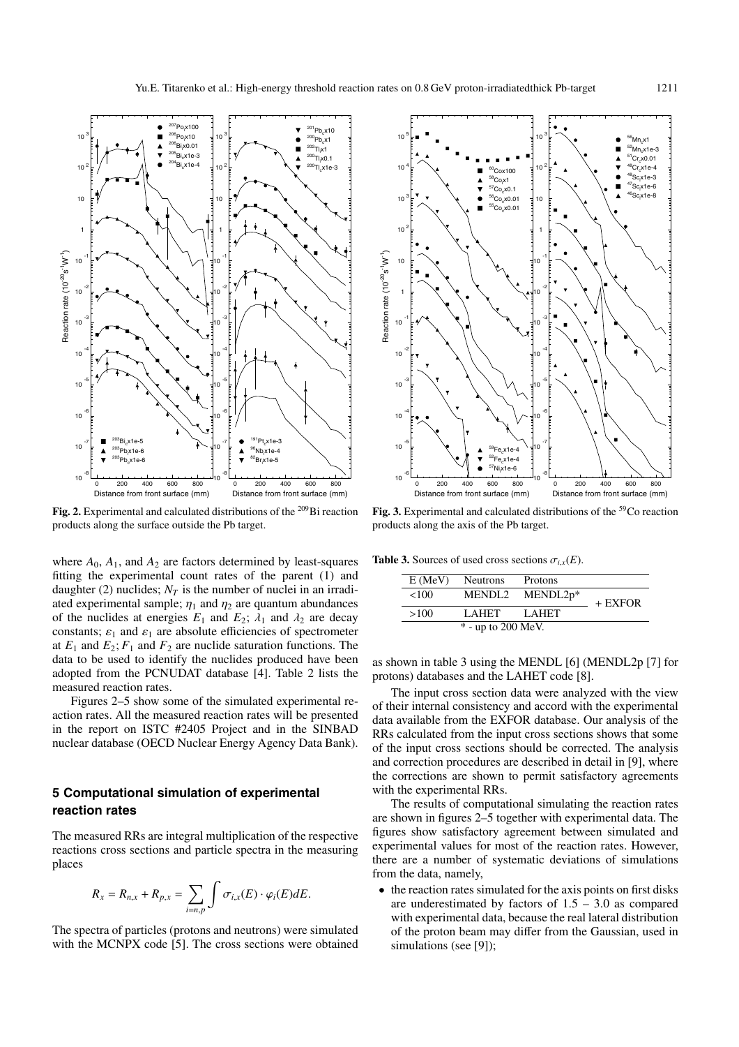Reaction rate ($10^{-20}$ s$^{-1}$W$^{-1}$)

$^{207}$Po$_c$x100
$^{206}$Po$_i$x10
$^{206}$Bi$_i$x0.01
$^{205}$Bi$_c$x1e-3
$^{204}$Bi$_c$x1e-4

$^{203}$Bi$_c$x1e-5
$^{203}$Pb$_c$x1e-6
$^{202}$Pb$_c$x1e-6

$^{201}$Pb$_c$x10
$^{200}$Pb$_c$x1
$^{202}$Tl$_i$x1
$^{200}$Tl$_i$x0.1
$^{200}$Tl$_c$x1e-3

$^{191}$Pt$_c$x1e-3
$^{96}$Nb$_i$x1e-4
$^{82}$Br$_i$x1e-5

Distance from front surface (mm)

**Fig. 2.** Experimental and calculated distributions of the $^{209}$Bi reaction products along the surface outside the Pb target.

Reaction rate ($10^{-20}$ s$^{-1}$W$^{-1}$)

$^{60}$Cox100
$^{58}$Co$_i$x1
$^{57}$Co$_c$x0.1
$^{56}$Co$_c$x0.01
$^{55}$Co$_c$x0.01

$^{59}$Fe$_c$x1e-4
$^{52}$Fe$_c$x1e-4
$^{57}$Ni$_i$x1e-6

$^{56}$Mn$_c$x1
$^{52}$Mn$_c$x1e-3
$^{51}$Cr$_c$x0.01
$^{48}$Cr$_c$x1e-4
$^{48}$Sc$_i$x1e-3
$^{47}$Sc$_c$x1e-6
$^{46}$Sc$_i$x1e-8

Distance from front surface (mm)

**Fig. 3.** Experimental and calculated distributions of the $^{59}$Co reaction products along the axis of the Pb target.

where $A_0$, $A_1$, and $A_2$ are factors determined by least-squares fitting the experimental count rates of the parent (1) and daughter (2) nuclides; $N_T$ is the number of nuclei in an irradiated experimental sample; $\eta_1$ and $\eta_2$ are quantum abundances of the nuclides at energies $E_1$ and $E_2$; $\lambda_1$ and $\lambda_2$ are decay constants; $\varepsilon_1$ and $\varepsilon_1$ are absolute efficiencies of spectrometer at $E_1$ and $E_2$; $F_1$ and $F_2$ are nuclide saturation functions. The data to be used to identify the nuclides produced have been adopted from the PCNUDAT database [4]. Table 2 lists the measured reaction rates.

Figures 2–5 show some of the simulated experimental reaction rates. All the measured reaction rates will be presented in the report on ISTC #2405 Project and in the SINBAD nuclear database (OECD Nuclear Energy Agency Data Bank).

## 5 Computational simulation of experimental reaction rates

The measured RRs are integral multiplication of the respective reactions cross sections and particle spectra in the measuring places

$$R_x = R_{n,x} + R_{p,x} = \sum_{i=n,p} \int \sigma_{i,x}(E) \cdot \varphi_i(E) dE.$$

The spectra of particles (protons and neutrons) were simulated with the MCNPX code [5]. The cross sections were obtained as shown in table 3 using the MENDL [6] (MENDL2p [7] for protons) databases and the LAHET code [8].

**Table 3.** Sources of used cross sections $\sigma_{i,x}(E)$.

| E (MeV) | Neutrons | Protons | |
|---|---|---|---|
| <100 | MENDL2 | MENDL2p* | + EXFOR |
| >100 | LAHET | LAHET | |

\* - up to 200 MeV.

The input cross section data were analyzed with the view of their internal consistency and accord with the experimental data available from the EXFOR database. Our analysis of the RRs calculated from the input cross sections shows that some of the input cross sections should be corrected. The analysis and correction procedures are described in detail in [9], where the corrections are shown to permit satisfactory agreements with the experimental RRs.

The results of computational simulating the reaction rates are shown in figures 2–5 together with experimental data. The figures show satisfactory agreement between simulated and experimental values for most of the reaction rates. However, there are a number of systematic deviations of simulations from the data, namely,

- the reaction rates simulated for the axis points on first disks are underestimated by factors of 1.5 – 3.0 as compared with experimental data, because the real lateral distribution of the proton beam may differ from the Gaussian, used in simulations (see [9]);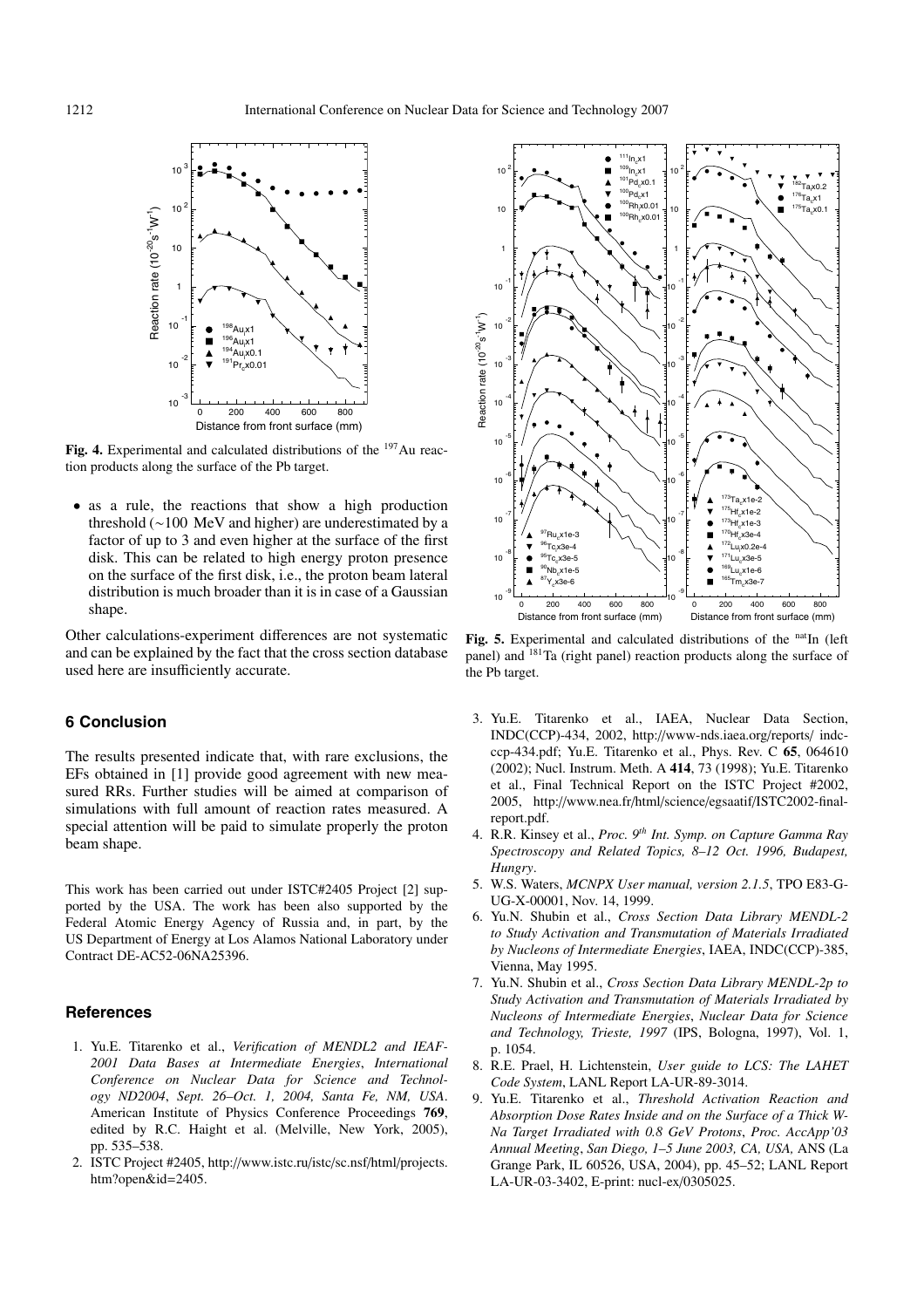Reaction rate ($10^{-20}$s$^{-1}$W$^{-1}$)

$^{198}$Au,x1
$^{196}$Au,x1
$^{194}$Au,x0.1
$^{191}$Pt$_c$x0.01

Distance from front surface (mm)

**Fig. 4.** Experimental and calculated distributions of the $^{197}$Au reaction products along the surface of the Pb target.

- as a rule, the reactions that show a high production threshold (∼100 MeV and higher) are underestimated by a factor of up to 3 and even higher at the surface of the first disk. This can be related to high energy proton presence on the surface of the first disk, i.e., the proton beam lateral distribution is much broader than it is in case of a Gaussian shape.

Other calculations-experiment differences are not systematic and can be explained by the fact that the cross section database used here are insufficiently accurate.

## 6 Conclusion

The results presented indicate that, with rare exclusions, the EFs obtained in [1] provide good agreement with new measured RRs. Further studies will be aimed at comparison of simulations with full amount of reaction rates measured. A special attention will be paid to simulate properly the proton beam shape.

This work has been carried out under ISTC#2405 Project [2] supported by the USA. The work has been also supported by the Federal Atomic Energy Agency of Russia and, in part, by the US Department of Energy at Los Alamos National Laboratory under Contract DE-AC52-06NA25396.

Reaction rate ($10^{-20}$s$^{-1}$W$^{-1}$)

$^{111}$In,x1
$^{109}$In,x1
$^{101}$Pd$_c$x0.1
$^{100}$Pd,x1
$^{100}$Rh,x0.01
$^{100}$Rh$_c$x0.01

$^{97}$Ru$_c$x1e-3
$^{96}$Tc,x3e-4
$^{95}$Tc,x3e-5
$^{90}$Nb$_c$x1e-5
$^{87}$Y$_c$x3e-6

$^{182}$Ta,x0.2
$^{176}$Ta,x1
$^{175}$Ta,x0.1

$^{173}$Ta,x1e-2
$^{175}$Hf,x1e-2
$^{173}$Hf,x1e-3
$^{170}$Hf,x3e-4
$^{172}$Lu,x0.2e-4
$^{171}$Lu,x3e-5
$^{169}$Lu,x1e-6
$^{165}$Tm$_c$x3e-7

Distance from front surface (mm)

**Fig. 5.** Experimental and calculated distributions of the $^{nat}$In (left panel) and $^{181}$Ta (right panel) reaction products along the surface of the Pb target.

## References

1. Yu.E. Titarenko et al., *Verification of MENDL2 and IEAF-2001 Data Bases at Intermediate Energies*, *International Conference on Nuclear Data for Science and Technology ND2004*, *Sept. 26–Oct. 1, 2004, Santa Fe, NM, USA*. American Institute of Physics Conference Proceedings **769**, edited by R.C. Haight et al. (Melville, New York, 2005), pp. 535–538.
2. ISTC Project #2405, http://www.istc.ru/istc/sc.nsf/html/projects.htm?open&id=2405.
3. Yu.E. Titarenko et al., IAEA, Nuclear Data Section, INDC(CCP)-434, 2002, http://www-nds.iaea.org/reports/ indc-ccp-434.pdf; Yu.E. Titarenko et al., Phys. Rev. C **65**, 064610 (2002); Nucl. Instrum. Meth. A **414**, 73 (1998); Yu.E. Titarenko et al., Final Technical Report on the ISTC Project #2002, 2005, http://www.nea.fr/html/science/egsaatif/ISTC2002-final-report.pdf.
4. R.R. Kinsey et al., *Proc. 9th Int. Symp. on Capture Gamma Ray Spectroscopy and Related Topics, 8–12 Oct. 1996, Budapest, Hungry*.
5. W.S. Waters, *MCNPX User manual, version 2.1.5*, TPO E83-G-UG-X-00001, Nov. 14, 1999.
6. Yu.N. Shubin et al., *Cross Section Data Library MENDL-2 to Study Activation and Transmutation of Materials Irradiated by Nucleons of Intermediate Energies*, IAEA, INDC(CCP)-385, Vienna, May 1995.
7. Yu.N. Shubin et al., *Cross Section Data Library MENDL-2p to Study Activation and Transmutation of Materials Irradiated by Nucleons of Intermediate Energies*, *Nuclear Data for Science and Technology, Trieste, 1997* (IPS, Bologna, 1997), Vol. 1, p. 1054.
8. R.E. Prael, H. Lichtenstein, *User guide to LCS: The LAHET Code System*, LANL Report LA-UR-89-3014.
9. Yu.E. Titarenko et al., *Threshold Activation Reaction and Absorption Dose Rates Inside and on the Surface of a Thick W-Na Target Irradiated with 0.8 GeV Protons*, *Proc. AccApp'03 Annual Meeting*, *San Diego, 1–5 June 2003, CA, USA,* ANS (La Grange Park, IL 60526, USA, 2004), pp. 45–52; LANL Report LA-UR-03-3402, E-print: nucl-ex/0305025.